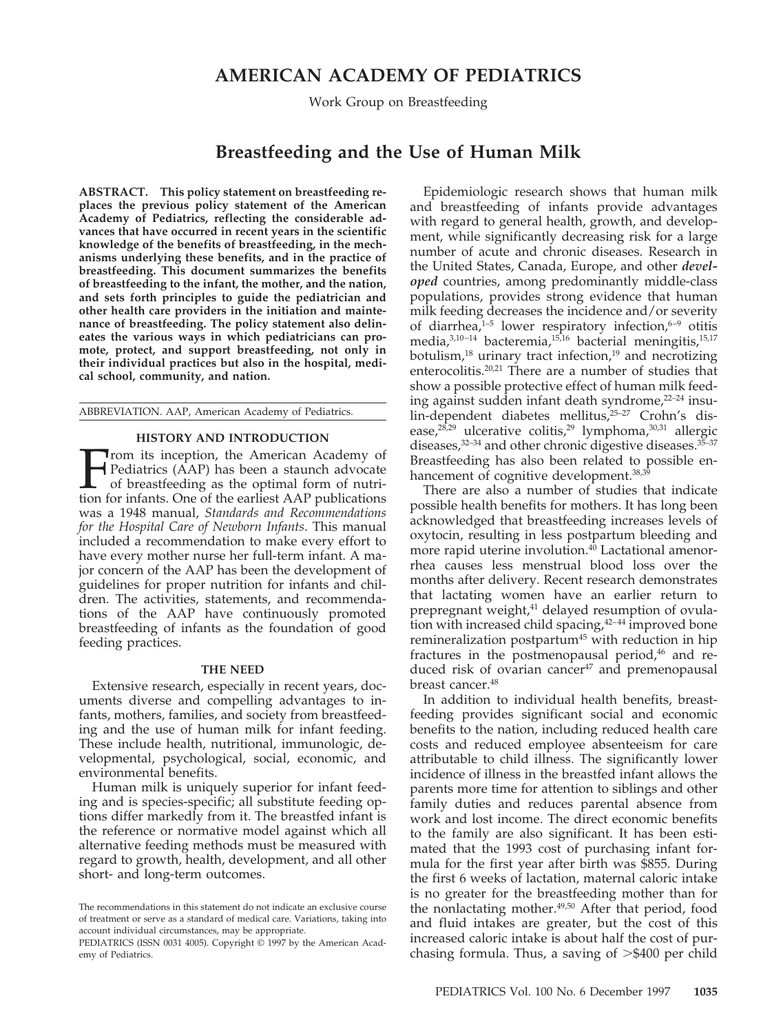# AMERICAN ACADEMY OF PEDIATRICS

Work Group on Breastfeeding

## Breastfeeding and the Use of Human Milk

**ABSTRACT. This policy statement on breastfeeding replaces the previous policy statement of the American Academy of Pediatrics, reflecting the considerable advances that have occurred in recent years in the scientific knowledge of the benefits of breastfeeding, in the mechanisms underlying these benefits, and in the practice of breastfeeding. This document summarizes the benefits of breastfeeding to the infant, the mother, and the nation, and sets forth principles to guide the pediatrician and other health care providers in the initiation and maintenance of breastfeeding. The policy statement also delineates the various ways in which pediatricians can promote, protect, and support breastfeeding, not only in their individual practices but also in the hospital, medical school, community, and nation.**

ABBREVIATION. AAP, American Academy of Pediatrics.

### HISTORY AND INTRODUCTION

From its inception, the American Academy of Pediatrics (AAP) has been a staunch advocate of breastfeeding as the optimal form of nutrition for infants. One of the earliest AAP publications was a 1948 manual, *Standards and Recommendations for the Hospital Care of Newborn Infants*. This manual included a recommendation to make every effort to have every mother nurse her full-term infant. A major concern of the AAP has been the development of guidelines for proper nutrition for infants and children. The activities, statements, and recommendations of the AAP have continuously promoted breastfeeding of infants as the foundation of good feeding practices.

### THE NEED

Extensive research, especially in recent years, documents diverse and compelling advantages to infants, mothers, families, and society from breastfeeding and the use of human milk for infant feeding. These include health, nutritional, immunologic, developmental, psychological, social, economic, and environmental benefits.

Human milk is uniquely superior for infant feeding and is species-specific; all substitute feeding options differ markedly from it. The breastfed infant is the reference or normative model against which all alternative feeding methods must be measured with regard to growth, health, development, and all other short- and long-term outcomes.

Epidemiologic research shows that human milk and breastfeeding of infants provide advantages with regard to general health, growth, and development, while significantly decreasing risk for a large number of acute and chronic diseases. Research in the United States, Canada, Europe, and other ***developed*** countries, among predominantly middle-class populations, provides strong evidence that human milk feeding decreases the incidence and/or severity of diarrhea,[1–5] lower respiratory infection,[6–9] otitis media,[3,10–14] bacteremia,[15,16] bacterial meningitis,[15,17] botulism,[18] urinary tract infection,[19] and necrotizing enterocolitis.[20,21] There are a number of studies that show a possible protective effect of human milk feeding against sudden infant death syndrome,[22–24] insulin-dependent diabetes mellitus,[25–27] Crohn's disease,[28,29] ulcerative colitis,[29] lymphoma,[30,31] allergic diseases,[32–34] and other chronic digestive diseases.[35–37] Breastfeeding has also been related to possible enhancement of cognitive development.[38,39]

There are also a number of studies that indicate possible health benefits for mothers. It has long been acknowledged that breastfeeding increases levels of oxytocin, resulting in less postpartum bleeding and more rapid uterine involution.[40] Lactational amenorrhea causes less menstrual blood loss over the months after delivery. Recent research demonstrates that lactating women have an earlier return to prepregnant weight,[41] delayed resumption of ovulation with increased child spacing,[42–44] improved bone remineralization postpartum[45] with reduction in hip fractures in the postmenopausal period,[46] and reduced risk of ovarian cancer[47] and premenopausal breast cancer.[48]

In addition to individual health benefits, breastfeeding provides significant social and economic benefits to the nation, including reduced health care costs and reduced employee absenteeism for care attributable to child illness. The significantly lower incidence of illness in the breastfed infant allows the parents more time for attention to siblings and other family duties and reduces parental absence from work and lost income. The direct economic benefits to the family are also significant. It has been estimated that the 1993 cost of purchasing infant formula for the first year after birth was \$855. During the first 6 weeks of lactation, maternal caloric intake is no greater for the breastfeeding mother than for the nonlactating mother.[49,50] After that period, food and fluid intakes are greater, but the cost of this increased caloric intake is about half the cost of purchasing formula. Thus, a saving of >\$400 per child

The recommendations in this statement do not indicate an exclusive course of treatment or serve as a standard of medical care. Variations, taking into account individual circumstances, may be appropriate.

PEDIATRICS (ISSN 0031 4005). Copyright © 1997 by the American Academy of Pediatrics.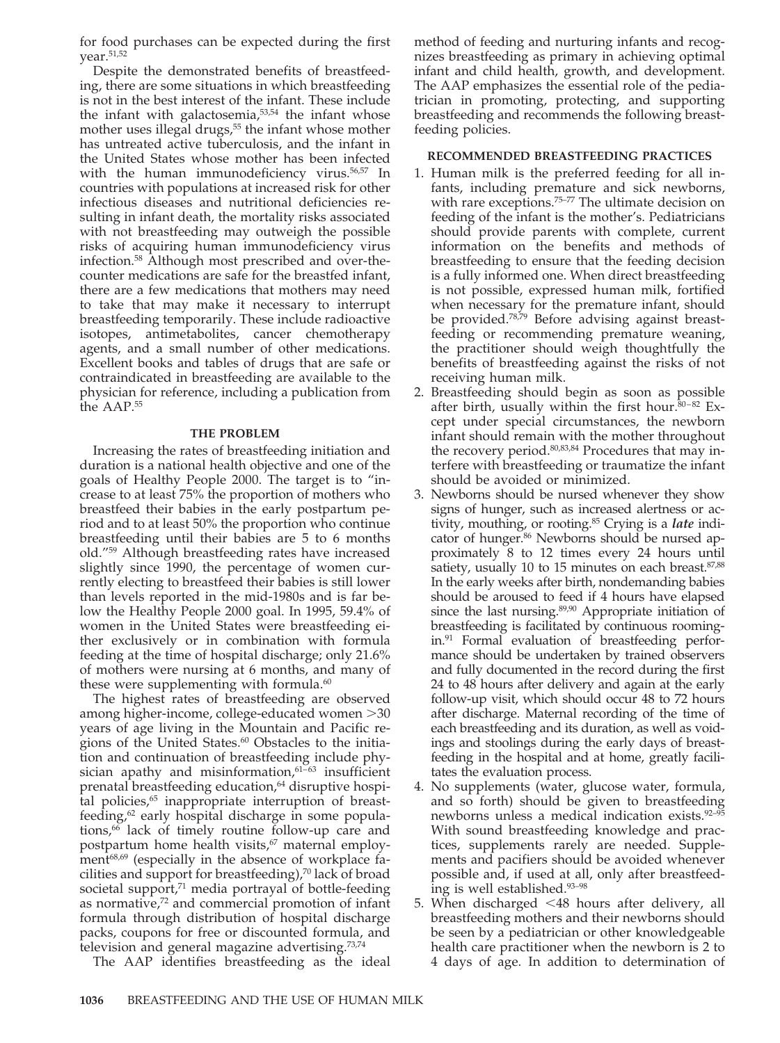for food purchases can be expected during the first year.[51,52]

Despite the demonstrated benefits of breastfeeding, there are some situations in which breastfeeding is not in the best interest of the infant. These include the infant with galactosemia,[53,54] the infant whose mother uses illegal drugs,[55] the infant whose mother has untreated active tuberculosis, and the infant in the United States whose mother has been infected with the human immunodeficiency virus.[56,57] In countries with populations at increased risk for other infectious diseases and nutritional deficiencies resulting in infant death, the mortality risks associated with not breastfeeding may outweigh the possible risks of acquiring human immunodeficiency virus infection.[58] Although most prescribed and over-the-counter medications are safe for the breastfed infant, there are a few medications that mothers may need to take that may make it necessary to interrupt breastfeeding temporarily. These include radioactive isotopes, antimetabolites, cancer chemotherapy agents, and a small number of other medications. Excellent books and tables of drugs that are safe or contraindicated in breastfeeding are available to the physician for reference, including a publication from the AAP.[55]

## THE PROBLEM

Increasing the rates of breastfeeding initiation and duration is a national health objective and one of the goals of Healthy People 2000. The target is to "increase to at least 75% the proportion of mothers who breastfeed their babies in the early postpartum period and to at least 50% the proportion who continue breastfeeding until their babies are 5 to 6 months old."[59] Although breastfeeding rates have increased slightly since 1990, the percentage of women currently electing to breastfeed their babies is still lower than levels reported in the mid-1980s and is far below the Healthy People 2000 goal. In 1995, 59.4% of women in the United States were breastfeeding either exclusively or in combination with formula feeding at the time of hospital discharge; only 21.6% of mothers were nursing at 6 months, and many of these were supplementing with formula.[60]

The highest rates of breastfeeding are observed among higher-income, college-educated women >30 years of age living in the Mountain and Pacific regions of the United States.[60] Obstacles to the initiation and continuation of breastfeeding include physician apathy and misinformation,[61–63] insufficient prenatal breastfeeding education,[64] disruptive hospital policies,[65] inappropriate interruption of breastfeeding,[62] early hospital discharge in some populations,[66] lack of timely routine follow-up care and postpartum home health visits,[67] maternal employment[68,69] (especially in the absence of workplace facilities and support for breastfeeding),[70] lack of broad societal support,[71] media portrayal of bottle-feeding as normative,[72] and commercial promotion of infant formula through distribution of hospital discharge packs, coupons for free or discounted formula, and television and general magazine advertising.[73,74]

The AAP identifies breastfeeding as the ideal method of feeding and nurturing infants and recognizes breastfeeding as primary in achieving optimal infant and child health, growth, and development. The AAP emphasizes the essential role of the pediatrician in promoting, protecting, and supporting breastfeeding and recommends the following breastfeeding policies.

## RECOMMENDED BREASTFEEDING PRACTICES

1. Human milk is the preferred feeding for all infants, including premature and sick newborns, with rare exceptions.[75–77] The ultimate decision on feeding of the infant is the mother's. Pediatricians should provide parents with complete, current information on the benefits and methods of breastfeeding to ensure that the feeding decision is a fully informed one. When direct breastfeeding is not possible, expressed human milk, fortified when necessary for the premature infant, should be provided.[78,79] Before advising against breastfeeding or recommending premature weaning, the practitioner should weigh thoughtfully the benefits of breastfeeding against the risks of not receiving human milk.
2. Breastfeeding should begin as soon as possible after birth, usually within the first hour.[80–82] Except under special circumstances, the newborn infant should remain with the mother throughout the recovery period.[80,83,84] Procedures that may interfere with breastfeeding or traumatize the infant should be avoided or minimized.
3. Newborns should be nursed whenever they show signs of hunger, such as increased alertness or activity, mouthing, or rooting.[85] Crying is a ***late*** indicator of hunger.[86] Newborns should be nursed approximately 8 to 12 times every 24 hours until satiety, usually 10 to 15 minutes on each breast.[87,88] In the early weeks after birth, nondemanding babies should be aroused to feed if 4 hours have elapsed since the last nursing.[89,90] Appropriate initiation of breastfeeding is facilitated by continuous rooming-in.[91] Formal evaluation of breastfeeding performance should be undertaken by trained observers and fully documented in the record during the first 24 to 48 hours after delivery and again at the early follow-up visit, which should occur 48 to 72 hours after discharge. Maternal recording of the time of each breastfeeding and its duration, as well as voidings and stoolings during the early days of breastfeeding in the hospital and at home, greatly facilitates the evaluation process.
4. No supplements (water, glucose water, formula, and so forth) should be given to breastfeeding newborns unless a medical indication exists.[92–95] With sound breastfeeding knowledge and practices, supplements rarely are needed. Supplements and pacifiers should be avoided whenever possible and, if used at all, only after breastfeeding is well established.[93–98]
5. When discharged <48 hours after delivery, all breastfeeding mothers and their newborns should be seen by a pediatrician or other knowledgeable health care practitioner when the newborn is 2 to 4 days of age. In addition to determination of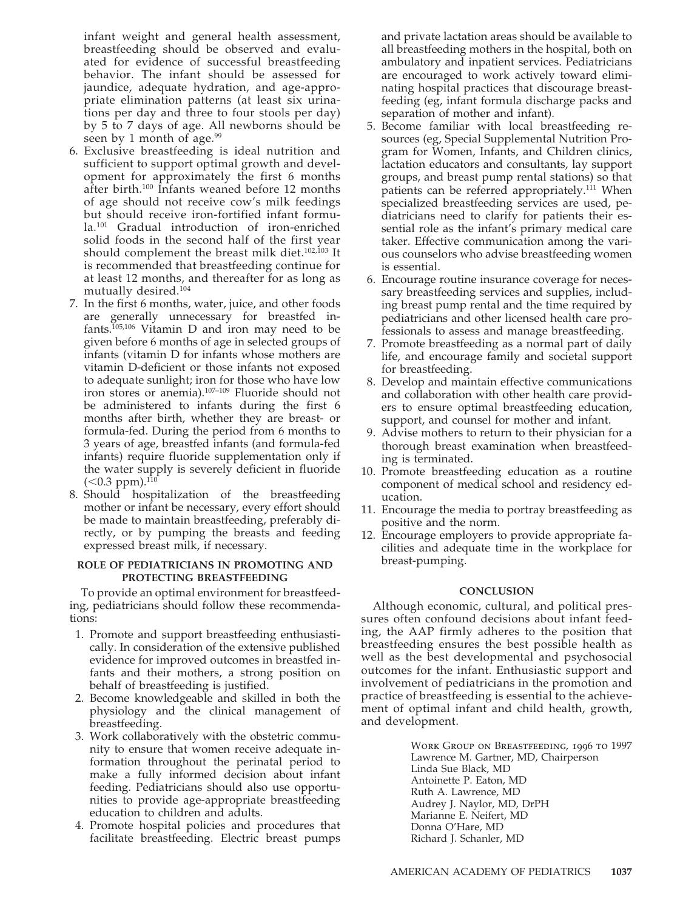infant weight and general health assessment, breastfeeding should be observed and evaluated for evidence of successful breastfeeding behavior. The infant should be assessed for jaundice, adequate hydration, and age-appropriate elimination patterns (at least six urinations per day and three to four stools per day) by 5 to 7 days of age. All newborns should be seen by 1 month of age.[99]

6. Exclusive breastfeeding is ideal nutrition and sufficient to support optimal growth and development for approximately the first 6 months after birth.[100] Infants weaned before 12 months of age should not receive cow's milk feedings but should receive iron-fortified infant formula.[101] Gradual introduction of iron-enriched solid foods in the second half of the first year should complement the breast milk diet.[102,103] It is recommended that breastfeeding continue for at least 12 months, and thereafter for as long as mutually desired.[104]
7. In the first 6 months, water, juice, and other foods are generally unnecessary for breastfed infants.[105,106] Vitamin D and iron may need to be given before 6 months of age in selected groups of infants (vitamin D for infants whose mothers are vitamin D-deficient or those infants not exposed to adequate sunlight; iron for those who have low iron stores or anemia).[107–109] Fluoride should not be administered to infants during the first 6 months after birth, whether they are breast- or formula-fed. During the period from 6 months to 3 years of age, breastfed infants (and formula-fed infants) require fluoride supplementation only if the water supply is severely deficient in fluoride ($<$0.3 ppm).[110]
8. Should hospitalization of the breastfeeding mother or infant be necessary, every effort should be made to maintain breastfeeding, preferably directly, or by pumping the breasts and feeding expressed breast milk, if necessary.

## ROLE OF PEDIATRICIANS IN PROMOTING AND PROTECTING BREASTFEEDING

To provide an optimal environment for breastfeeding, pediatricians should follow these recommendations:

1. Promote and support breastfeeding enthusiastically. In consideration of the extensive published evidence for improved outcomes in breastfed infants and their mothers, a strong position on behalf of breastfeeding is justified.
2. Become knowledgeable and skilled in both the physiology and the clinical management of breastfeeding.
3. Work collaboratively with the obstetric community to ensure that women receive adequate information throughout the perinatal period to make a fully informed decision about infant feeding. Pediatricians should also use opportunities to provide age-appropriate breastfeeding education to children and adults.
4. Promote hospital policies and procedures that facilitate breastfeeding. Electric breast pumps and private lactation areas should be available to all breastfeeding mothers in the hospital, both on ambulatory and inpatient services. Pediatricians are encouraged to work actively toward eliminating hospital practices that discourage breastfeeding (eg, infant formula discharge packs and separation of mother and infant).
5. Become familiar with local breastfeeding resources (eg, Special Supplemental Nutrition Program for Women, Infants, and Children clinics, lactation educators and consultants, lay support groups, and breast pump rental stations) so that patients can be referred appropriately.[111] When specialized breastfeeding services are used, pediatricians need to clarify for patients their essential role as the infant's primary medical care taker. Effective communication among the various counselors who advise breastfeeding women is essential.
6. Encourage routine insurance coverage for necessary breastfeeding services and supplies, including breast pump rental and the time required by pediatricians and other licensed health care professionals to assess and manage breastfeeding.
7. Promote breastfeeding as a normal part of daily life, and encourage family and societal support for breastfeeding.
8. Develop and maintain effective communications and collaboration with other health care providers to ensure optimal breastfeeding education, support, and counsel for mother and infant.
9. Advise mothers to return to their physician for a thorough breast examination when breastfeeding is terminated.
10. Promote breastfeeding education as a routine component of medical school and residency education.
11. Encourage the media to portray breastfeeding as positive and the norm.
12. Encourage employers to provide appropriate facilities and adequate time in the workplace for breast-pumping.

## CONCLUSION

Although economic, cultural, and political pressures often confound decisions about infant feeding, the AAP firmly adheres to the position that breastfeeding ensures the best possible health as well as the best developmental and psychosocial outcomes for the infant. Enthusiastic support and involvement of pediatricians in the promotion and practice of breastfeeding is essential to the achievement of optimal infant and child health, growth, and development.

WORK GROUP ON BREASTFEEDING, 1996 TO 1997
Lawrence M. Gartner, MD, Chairperson
Linda Sue Black, MD
Antoinette P. Eaton, MD
Ruth A. Lawrence, MD
Audrey J. Naylor, MD, DrPH
Marianne E. Neifert, MD
Donna O'Hare, MD
Richard J. Schanler, MD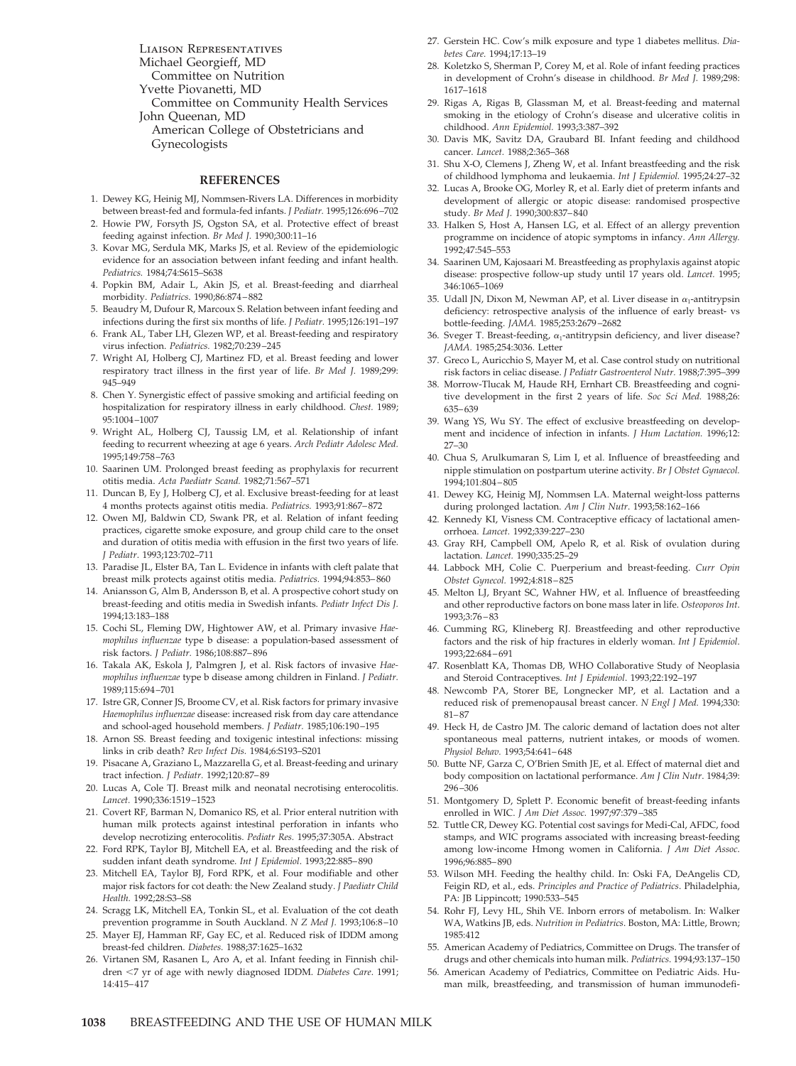Liaison Representatives
Michael Georgieff, MD
Committee on Nutrition
Yvette Piovanetti, MD
Committee on Community Health Services
John Queenan, MD
American College of Obstetricians and Gynecologists

## REFERENCES

1. Dewey KG, Heinig MJ, Nommsen-Rivers LA. Differences in morbidity between breast-fed and formula-fed infants. *J Pediatr.* 1995;126:696–702
2. Howie PW, Forsyth JS, Ogston SA, et al. Protective effect of breast feeding against infection. *Br Med J.* 1990;300:11–16
3. Kovar MG, Serdula MK, Marks JS, et al. Review of the epidemiologic evidence for an association between infant feeding and infant health. *Pediatrics.* 1984;74:S615–S638
4. Popkin BM, Adair L, Akin JS, et al. Breast-feeding and diarrheal morbidity. *Pediatrics.* 1990;86:874–882
5. Beaudry M, Dufour R, Marcoux S. Relation between infant feeding and infections during the first six months of life. *J Pediatr.* 1995;126:191–197
6. Frank AL, Taber LH, Glezen WP, et al. Breast-feeding and respiratory virus infection. *Pediatrics.* 1982;70:239–245
7. Wright AI, Holberg CJ, Martinez FD, et al. Breast feeding and lower respiratory tract illness in the first year of life. *Br Med J.* 1989;299: 945–949
8. Chen Y. Synergistic effect of passive smoking and artificial feeding on hospitalization for respiratory illness in early childhood. *Chest.* 1989; 95:1004–1007
9. Wright AL, Holberg CJ, Taussig LM, et al. Relationship of infant feeding to recurrent wheezing at age 6 years. *Arch Pediatr Adolesc Med.* 1995;149:758–763
10. Saarinen UM. Prolonged breast feeding as prophylaxis for recurrent otitis media. *Acta Paediatr Scand.* 1982;71:567–571
11. Duncan B, Ey J, Holberg CJ, et al. Exclusive breast-feeding for at least 4 months protects against otitis media. *Pediatrics.* 1993;91:867–872
12. Owen MJ, Baldwin CD, Swank PR, et al. Relation of infant feeding practices, cigarette smoke exposure, and group child care to the onset and duration of otitis media with effusion in the first two years of life. *J Pediatr.* 1993;123:702–711
13. Paradise JL, Elster BA, Tan L. Evidence in infants with cleft palate that breast milk protects against otitis media. *Pediatrics.* 1994;94:853–860
14. Aniansson G, Alm B, Andersson B, et al. A prospective cohort study on breast-feeding and otitis media in Swedish infants. *Pediatr Infect Dis J.* 1994;13:183–188
15. Cochi SL, Fleming DW, Hightower AW, et al. Primary invasive *Haemophilus influenzae* type b disease: a population-based assessment of risk factors. *J Pediatr.* 1986;108:887–896
16. Takala AK, Eskola J, Palmgren J, et al. Risk factors of invasive *Haemophilus influenzae* type b disease among children in Finland. *J Pediatr.* 1989;115:694–701
17. Istre GR, Conner JS, Broome CV, et al. Risk factors for primary invasive *Haemophilus influenzae* disease: increased risk from day care attendance and school-aged household members. *J Pediatr.* 1985;106:190–195
18. Arnon SS. Breast feeding and toxigenic intestinal infections: missing links in crib death? *Rev Infect Dis.* 1984;6:S193–S201
19. Pisacane A, Graziano L, Mazzarella G, et al. Breast-feeding and urinary tract infection. *J Pediatr.* 1992;120:87–89
20. Lucas A, Cole TJ. Breast milk and neonatal necrotising enterocolitis. *Lancet.* 1990;336:1519–1523
21. Covert RF, Barman N, Domanico RS, et al. Prior enteral nutrition with human milk protects against intestinal perforation in infants who develop necrotizing enterocolitis. *Pediatr Res.* 1995;37:305A. Abstract
22. Ford RPK, Taylor BJ, Mitchell EA, et al. Breastfeeding and the risk of sudden infant death syndrome. *Int J Epidemiol.* 1993;22:885–890
23. Mitchell EA, Taylor BJ, Ford RPK, et al. Four modifiable and other major risk factors for cot death: the New Zealand study. *J Paediatr Child Health.* 1992;28:S3–S8
24. Scragg LK, Mitchell EA, Tonkin SL, et al. Evaluation of the cot death prevention programme in South Auckland. *N Z Med J.* 1993;106:8–10
25. Mayer EJ, Hamman RF, Gay EC, et al. Reduced risk of IDDM among breast-fed children. *Diabetes.* 1988;37:1625–1632
26. Virtanen SM, Rasanen L, Aro A, et al. Infant feeding in Finnish children <7 yr of age with newly diagnosed IDDM. *Diabetes Care.* 1991; 14:415–417
27. Gerstein HC. Cow's milk exposure and type 1 diabetes mellitus. *Diabetes Care.* 1994;17:13–19
28. Koletzko S, Sherman P, Corey M, et al. Role of infant feeding practices in development of Crohn's disease in childhood. *Br Med J.* 1989;298: 1617–1618
29. Rigas A, Rigas B, Glassman M, et al. Breast-feeding and maternal smoking in the etiology of Crohn's disease and ulcerative colitis in childhood. *Ann Epidemiol.* 1993;3:387–392
30. Davis MK, Savitz DA, Graubard BI. Infant feeding and childhood cancer. *Lancet.* 1988;2:365–368
31. Shu X-O, Clemens J, Zheng W, et al. Infant breastfeeding and the risk of childhood lymphoma and leukaemia. *Int J Epidemiol.* 1995;24:27–32
32. Lucas A, Brooke OG, Morley R, et al. Early diet of preterm infants and development of allergic or atopic disease: randomised prospective study. *Br Med J.* 1990;300:837–840
33. Halken S, Host A, Hansen LG, et al. Effect of an allergy prevention programme on incidence of atopic symptoms in infancy. *Ann Allergy.* 1992;47:545–553
34. Saarinen UM, Kajosaari M. Breastfeeding as prophylaxis against atopic disease: prospective follow-up study until 17 years old. *Lancet.* 1995; 346:1065–1069
35. Udall JN, Dixon M, Newman AP, et al. Liver disease in $\alpha_1$-antitrypsin deficiency: retrospective analysis of the influence of early breast- vs bottle-feeding. *JAMA.* 1985;253:2679–2682
36. Sveger T. Breast-feeding, $\alpha_1$-antitrypsin deficiency, and liver disease? *JAMA.* 1985;254:3036. Letter
37. Greco L, Auricchio S, Mayer M, et al. Case control study on nutritional risk factors in celiac disease. *J Pediatr Gastroenterol Nutr.* 1988;7:395–399
38. Morrow-Tlucak M, Haude RH, Ernhart CB. Breastfeeding and cognitive development in the first 2 years of life. *Soc Sci Med.* 1988;26: 635–639
39. Wang YS, Wu SY. The effect of exclusive breastfeeding on development and incidence of infection in infants. *J Hum Lactation.* 1996;12: 27–30
40. Chua S, Arulkumaran S, Lim I, et al. Influence of breastfeeding and nipple stimulation on postpartum uterine activity. *Br J Obstet Gynaecol.* 1994;101:804–805
41. Dewey KG, Heinig MJ, Nommsen LA. Maternal weight-loss patterns during prolonged lactation. *Am J Clin Nutr.* 1993;58:162–166
42. Kennedy KI, Visness CM. Contraceptive efficacy of lactational amenorrhoea. *Lancet.* 1992;339:227–230
43. Gray RH, Campbell OM, Apelo R, et al. Risk of ovulation during lactation. *Lancet.* 1990;335:25–29
44. Labbock MH, Colie C. Puerperium and breast-feeding. *Curr Opin Obstet Gynecol.* 1992;4:818–825
45. Melton LJ, Bryant SC, Wahner HW, et al. Influence of breastfeeding and other reproductive factors on bone mass later in life. *Osteoporos Int.* 1993;3:76–83
46. Cumming RG, Klineberg RJ. Breastfeeding and other reproductive factors and the risk of hip fractures in elderly woman. *Int J Epidemiol.* 1993;22:684–691
47. Rosenblatt KA, Thomas DB, WHO Collaborative Study of Neoplasia and Steroid Contraceptives. *Int J Epidemiol.* 1993;22:192–197
48. Newcomb PA, Storer BE, Longnecker MP, et al. Lactation and a reduced risk of premenopausal breast cancer. *N Engl J Med.* 1994;330: 81–87
49. Heck H, de Castro JM. The caloric demand of lactation does not alter spontaneous meal patterns, nutrient intakes, or moods of women. *Physiol Behav.* 1993;54:641–648
50. Butte NF, Garza C, O'Brien Smith JE, et al. Effect of maternal diet and body composition on lactational performance. *Am J Clin Nutr.* 1984;39: 296–306
51. Montgomery D, Splett P. Economic benefit of breast-feeding infants enrolled in WIC. *J Am Diet Assoc.* 1997;97:379–385
52. Tuttle CR, Dewey KG. Potential cost savings for Medi-Cal, AFDC, food stamps, and WIC programs associated with increasing breast-feeding among low-income Hmong women in California. *J Am Diet Assoc.* 1996;96:885–890
53. Wilson MH. Feeding the healthy child. In: Oski FA, DeAngelis CD, Feigin RD, et al., eds. *Principles and Practice of Pediatrics*. Philadelphia, PA: JB Lippincott; 1990:533–545
54. Rohr FJ, Levy HL, Shih VE. Inborn errors of metabolism. In: Walker WA, Watkins JB, eds. *Nutrition in Pediatrics*. Boston, MA: Little, Brown; 1985:412
55. American Academy of Pediatrics, Committee on Drugs. The transfer of drugs and other chemicals into human milk. *Pediatrics.* 1994;93:137–150
56. American Academy of Pediatrics, Committee on Pediatric Aids. Human milk, breastfeeding, and transmission of human immunodefi-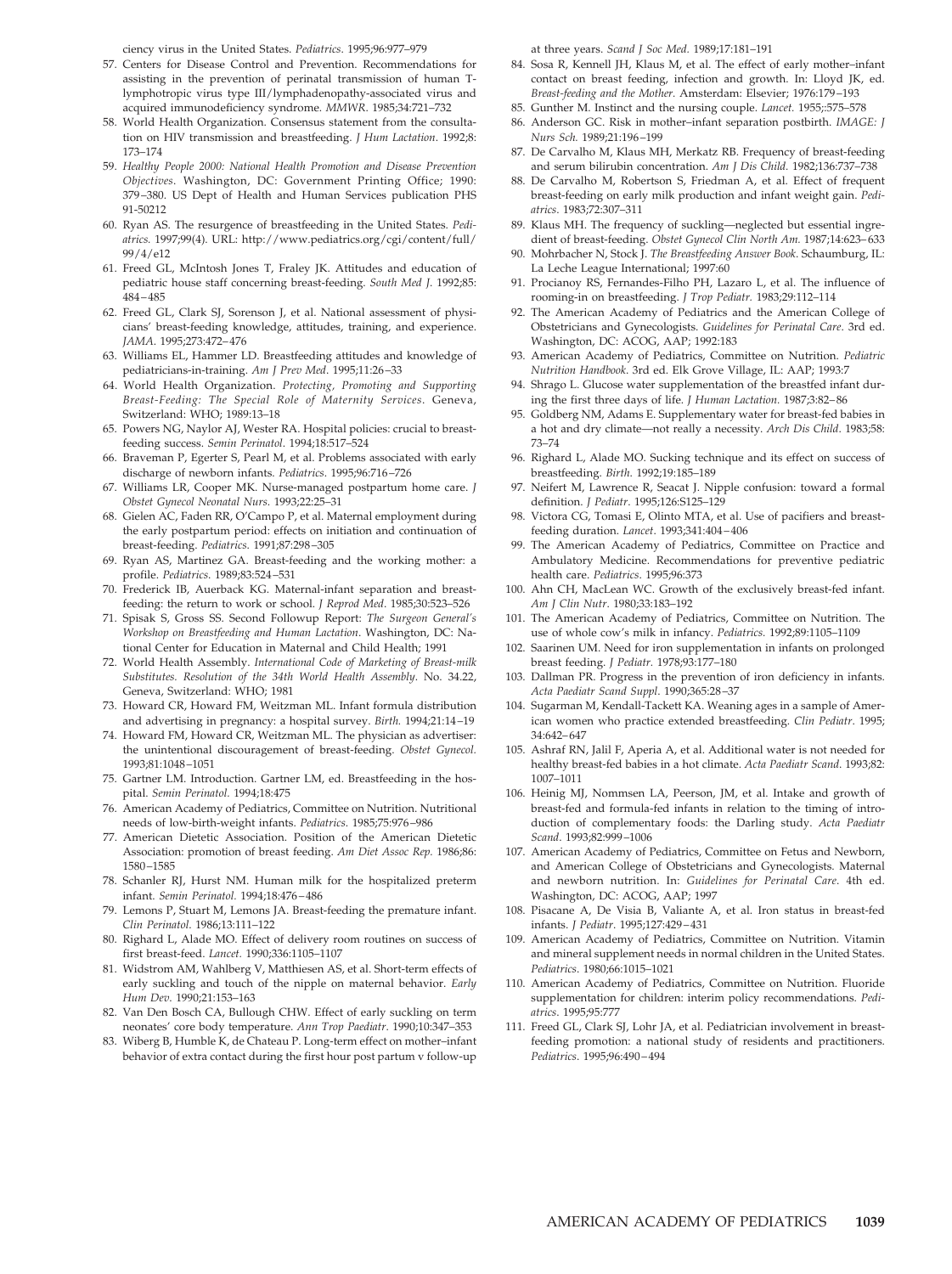ciency virus in the United States. *Pediatrics*. 1995;96:977–979

57. Centers for Disease Control and Prevention. Recommendations for assisting in the prevention of perinatal transmission of human T-lymphotropic virus type III/lymphadenopathy-associated virus and acquired immunodeficiency syndrome. *MMWR*. 1985;34:721–732
58. World Health Organization. Consensus statement from the consultation on HIV transmission and breastfeeding. *J Hum Lactation*. 1992;8: 173–174
59. *Healthy People 2000: National Health Promotion and Disease Prevention Objectives*. Washington, DC: Government Printing Office; 1990: 379–380. US Dept of Health and Human Services publication PHS 91-50212
60. Ryan AS. The resurgence of breastfeeding in the United States. *Pediatrics.* 1997;99(4). URL: http://www.pediatrics.org/cgi/content/full/99/4/e12
61. Freed GL, McIntosh Jones T, Fraley JK. Attitudes and education of pediatric house staff concerning breast-feeding. *South Med J*. 1992;85: 484–485
62. Freed GL, Clark SJ, Sorenson J, et al. National assessment of physicians' breast-feeding knowledge, attitudes, training, and experience. *JAMA*. 1995;273:472–476
63. Williams EL, Hammer LD. Breastfeeding attitudes and knowledge of pediatricians-in-training. *Am J Prev Med*. 1995;11:26–33
64. World Health Organization. *Protecting, Promoting and Supporting Breast-Feeding: The Special Role of Maternity Services*. Geneva, Switzerland: WHO; 1989:13–18
65. Powers NG, Naylor AJ, Wester RA. Hospital policies: crucial to breastfeeding success. *Semin Perinatol*. 1994;18:517–524
66. Braveman P, Egerter S, Pearl M, et al. Problems associated with early discharge of newborn infants. *Pediatrics*. 1995;96:716–726
67. Williams LR, Cooper MK. Nurse-managed postpartum home care. *J Obstet Gynecol Neonatal Nurs.* 1993;22:25–31
68. Gielen AC, Faden RR, O'Campo P, et al. Maternal employment during the early postpartum period: effects on initiation and continuation of breast-feeding. *Pediatrics*. 1991;87:298–305
69. Ryan AS, Martinez GA. Breast-feeding and the working mother: a profile. *Pediatrics*. 1989;83:524–531
70. Frederick IB, Auerback KG. Maternal-infant separation and breastfeeding: the return to work or school. *J Reprod Med*. 1985;30:523–526
71. Spisak S, Gross SS. Second Followup Report: *The Surgeon General's Workshop on Breastfeeding and Human Lactation*. Washington, DC: National Center for Education in Maternal and Child Health; 1991
72. World Health Assembly. *International Code of Marketing of Breast-milk Substitutes. Resolution of the 34th World Health Assembly*. No. 34.22, Geneva, Switzerland: WHO; 1981
73. Howard CR, Howard FM, Weitzman ML. Infant formula distribution and advertising in pregnancy: a hospital survey. *Birth.* 1994;21:14–19
74. Howard FM, Howard CR, Weitzman ML. The physician as advertiser: the unintentional discouragement of breast-feeding. *Obstet Gynecol.* 1993;81:1048–1051
75. Gartner LM. Introduction. Gartner LM, ed. Breastfeeding in the hospital. *Semin Perinatol.* 1994;18:475
76. American Academy of Pediatrics, Committee on Nutrition. Nutritional needs of low-birth-weight infants. *Pediatrics*. 1985;75:976–986
77. American Dietetic Association. Position of the American Dietetic Association: promotion of breast feeding. *Am Diet Assoc Rep.* 1986;86: 1580–1585
78. Schanler RJ, Hurst NM. Human milk for the hospitalized preterm infant. *Semin Perinatol.* 1994;18:476–486
79. Lemons P, Stuart M, Lemons JA. Breast-feeding the premature infant. *Clin Perinatol.* 1986;13:111–122
80. Righard L, Alade MO. Effect of delivery room routines on success of first breast-feed. *Lancet*. 1990;336:1105–1107
81. Widstrom AM, Wahlberg V, Matthiesen AS, et al. Short-term effects of early suckling and touch of the nipple on maternal behavior. *Early Hum Dev.* 1990;21:153–163
82. Van Den Bosch CA, Bullough CHW. Effect of early suckling on term neonates' core body temperature. *Ann Trop Paediatr*. 1990;10:347–353
83. Wiberg B, Humble K, de Chateau P. Long-term effect on mother–infant behavior of extra contact during the first hour post partum v follow-up at three years. *Scand J Soc Med.* 1989;17:181–191
84. Sosa R, Kennell JH, Klaus M, et al. The effect of early mother–infant contact on breast feeding, infection and growth. In: Lloyd JK, ed. *Breast-feeding and the Mother*. Amsterdam: Elsevier; 1976:179–193
85. Gunther M. Instinct and the nursing couple. *Lancet*. 1955;:575–578
86. Anderson GC. Risk in mother–infant separation postbirth. *IMAGE: J Nurs Sch.* 1989;21:196–199
87. De Carvalho M, Klaus MH, Merkatz RB. Frequency of breast-feeding and serum bilirubin concentration. *Am J Dis Child*. 1982;136:737–738
88. De Carvalho M, Robertson S, Friedman A, et al. Effect of frequent breast-feeding on early milk production and infant weight gain. *Pediatrics*. 1983;72:307–311
89. Klaus MH. The frequency of suckling—neglected but essential ingredient of breast-feeding. *Obstet Gynecol Clin North Am.* 1987;14:623–633
90. Mohrbacher N, Stock J. *The Breastfeeding Answer Book*. Schaumburg, IL: La Leche League International; 1997:60
91. Procianoy RS, Fernandes-Filho PH, Lazaro L, et al. The influence of rooming-in on breastfeeding. *J Trop Pediatr.* 1983;29:112–114
92. The American Academy of Pediatrics and the American College of Obstetricians and Gynecologists. *Guidelines for Perinatal Care*. 3rd ed. Washington, DC: ACOG, AAP; 1992:183
93. American Academy of Pediatrics, Committee on Nutrition. *Pediatric Nutrition Handbook*. 3rd ed. Elk Grove Village, IL: AAP; 1993:7
94. Shrago L. Glucose water supplementation of the breastfed infant during the first three days of life. *J Human Lactation.* 1987;3:82–86
95. Goldberg NM, Adams E. Supplementary water for breast-fed babies in a hot and dry climate—not really a necessity. *Arch Dis Child*. 1983;58: 73–74
96. Righard L, Alade MO. Sucking technique and its effect on success of breastfeeding. *Birth*. 1992;19:185–189
97. Neifert M, Lawrence R, Seacat J. Nipple confusion: toward a formal definition. *J Pediatr.* 1995;126:S125–129
98. Victora CG, Tomasi E, Olinto MTA, et al. Use of pacifiers and breastfeeding duration. *Lancet*. 1993;341:404–406
99. The American Academy of Pediatrics, Committee on Practice and Ambulatory Medicine. Recommendations for preventive pediatric health care. *Pediatrics*. 1995;96:373
100. Ahn CH, MacLean WC. Growth of the exclusively breast-fed infant. *Am J Clin Nutr*. 1980;33:183–192
101. The American Academy of Pediatrics, Committee on Nutrition. The use of whole cow's milk in infancy. *Pediatrics*. 1992;89:1105–1109
102. Saarinen UM. Need for iron supplementation in infants on prolonged breast feeding. *J Pediatr.* 1978;93:177–180
103. Dallman PR. Progress in the prevention of iron deficiency in infants. *Acta Paediatr Scand Suppl*. 1990;365:28–37
104. Sugarman M, Kendall-Tackett KA. Weaning ages in a sample of American women who practice extended breastfeeding. *Clin Pediatr*. 1995; 34:642–647
105. Ashraf RN, Jalil F, Aperia A, et al. Additional water is not needed for healthy breast-fed babies in a hot climate. *Acta Paediatr Scand*. 1993;82: 1007–1011
106. Heinig MJ, Nommsen LA, Peerson, JM, et al. Intake and growth of breast-fed and formula-fed infants in relation to the timing of introduction of complementary foods: the Darling study. *Acta Paediatr Scand*. 1993;82:999–1006
107. American Academy of Pediatrics, Committee on Fetus and Newborn, and American College of Obstetricians and Gynecologists. Maternal and newborn nutrition. In: *Guidelines for Perinatal Care*. 4th ed. Washington, DC: ACOG, AAP; 1997
108. Pisacane A, De Visia B, Valiante A, et al. Iron status in breast-fed infants. *J Pediatr*. 1995;127:429–431
109. American Academy of Pediatrics, Committee on Nutrition. Vitamin and mineral supplement needs in normal children in the United States. *Pediatrics*. 1980;66:1015–1021
110. American Academy of Pediatrics, Committee on Nutrition. Fluoride supplementation for children: interim policy recommendations. *Pediatrics*. 1995;95:777
111. Freed GL, Clark SJ, Lohr JA, et al. Pediatrician involvement in breastfeeding promotion: a national study of residents and practitioners. *Pediatrics*. 1995;96:490–494